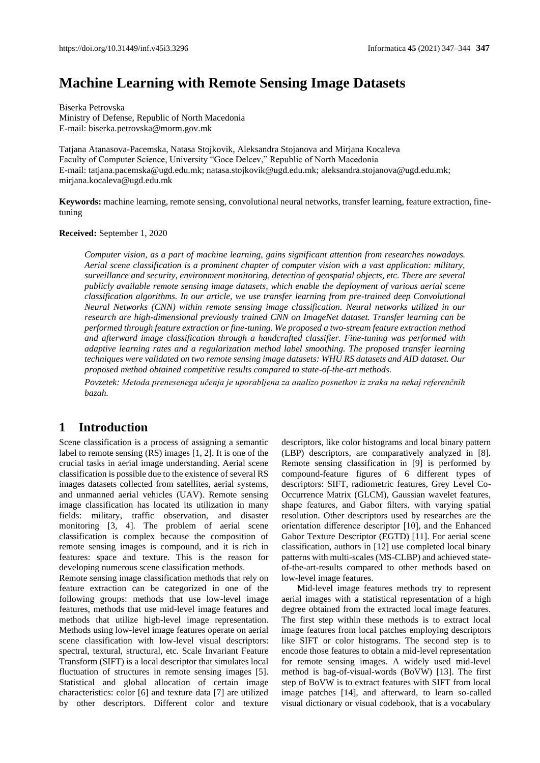# Machine Learning with Remote Sensing Image Datasets

Biserka Petrovska
Ministry of Defense, Republic of North Macedonia
E-mail: biserka.petrovska@morm.gov.mk

Tatjana Atanasova-Pacemska, Natasa Stojkovik, Aleksandra Stojanova and Mirjana Kocaleva
Faculty of Computer Science, University "Goce Delcev," Republic of North Macedonia
E-mail: tatjana.pacemska@ugd.edu.mk; natasa.stojkovik@ugd.edu.mk; aleksandra.stojanova@ugd.edu.mk; mirjana.kocaleva@ugd.edu.mk

**Keywords:** machine learning, remote sensing, convolutional neural networks, transfer learning, feature extraction, fine-tuning

**Received:** September 1, 2020

*Computer vision, as a part of machine learning, gains significant attention from researches nowadays. Aerial scene classification is a prominent chapter of computer vision with a vast application: military, surveillance and security, environment monitoring, detection of geospatial objects, etc. There are several publicly available remote sensing image datasets, which enable the deployment of various aerial scene classification algorithms. In our article, we use transfer learning from pre-trained deep Convolutional Neural Networks (CNN) within remote sensing image classification. Neural networks utilized in our research are high-dimensional previously trained CNN on ImageNet dataset. Transfer learning can be performed through feature extraction or fine-tuning. We proposed a two-stream feature extraction method and afterward image classification through a handcrafted classifier. Fine-tuning was performed with adaptive learning rates and a regularization method label smoothing. The proposed transfer learning techniques were validated on two remote sensing image datasets: WHU RS datasets and AID dataset. Our proposed method obtained competitive results compared to state-of-the-art methods.*

*Povzetek: Metoda prenesenega učenja je uporabljena za analizo posnetkov iz zraka na nekaj referenčnih bazah.*

## 1 Introduction

Scene classification is a process of assigning a semantic label to remote sensing (RS) images [1, 2]. It is one of the crucial tasks in aerial image understanding. Aerial scene classification is possible due to the existence of several RS images datasets collected from satellites, aerial systems, and unmanned aerial vehicles (UAV). Remote sensing image classification has located its utilization in many fields: military, traffic observation, and disaster monitoring [3, 4]. The problem of aerial scene classification is complex because the composition of remote sensing images is compound, and it is rich in features: space and texture. This is the reason for developing numerous scene classification methods.

Remote sensing image classification methods that rely on feature extraction can be categorized in one of the following groups: methods that use low-level image features, methods that use mid-level image features and methods that utilize high-level image representation. Methods using low-level image features operate on aerial scene classification with low-level visual descriptors: spectral, textural, structural, etc. Scale Invariant Feature Transform (SIFT) is a local descriptor that simulates local fluctuation of structures in remote sensing images [5]. Statistical and global allocation of certain image characteristics: color [6] and texture data [7] are utilized by other descriptors. Different color and texture descriptors, like color histograms and local binary pattern (LBP) descriptors, are comparatively analyzed in [8]. Remote sensing classification in [9] is performed by compound-feature figures of 6 different types of descriptors: SIFT, radiometric features, Grey Level Co-Occurrence Matrix (GLCM), Gaussian wavelet features, shape features, and Gabor filters, with varying spatial resolution. Other descriptors used by researches are the orientation difference descriptor [10], and the Enhanced Gabor Texture Descriptor (EGTD) [11]. For aerial scene classification, authors in [12] use completed local binary patterns with multi-scales (MS-CLBP) and achieved state-of-the-art-results compared to other methods based on low-level image features.

Mid-level image features methods try to represent aerial images with a statistical representation of a high degree obtained from the extracted local image features. The first step within these methods is to extract local image features from local patches employing descriptors like SIFT or color histograms. The second step is to encode those features to obtain a mid-level representation for remote sensing images. A widely used mid-level method is bag-of-visual-words (BoVW) [13]. The first step of BoVW is to extract features with SIFT from local image patches [14], and afterward, to learn so-called visual dictionary or visual codebook, that is a vocabulary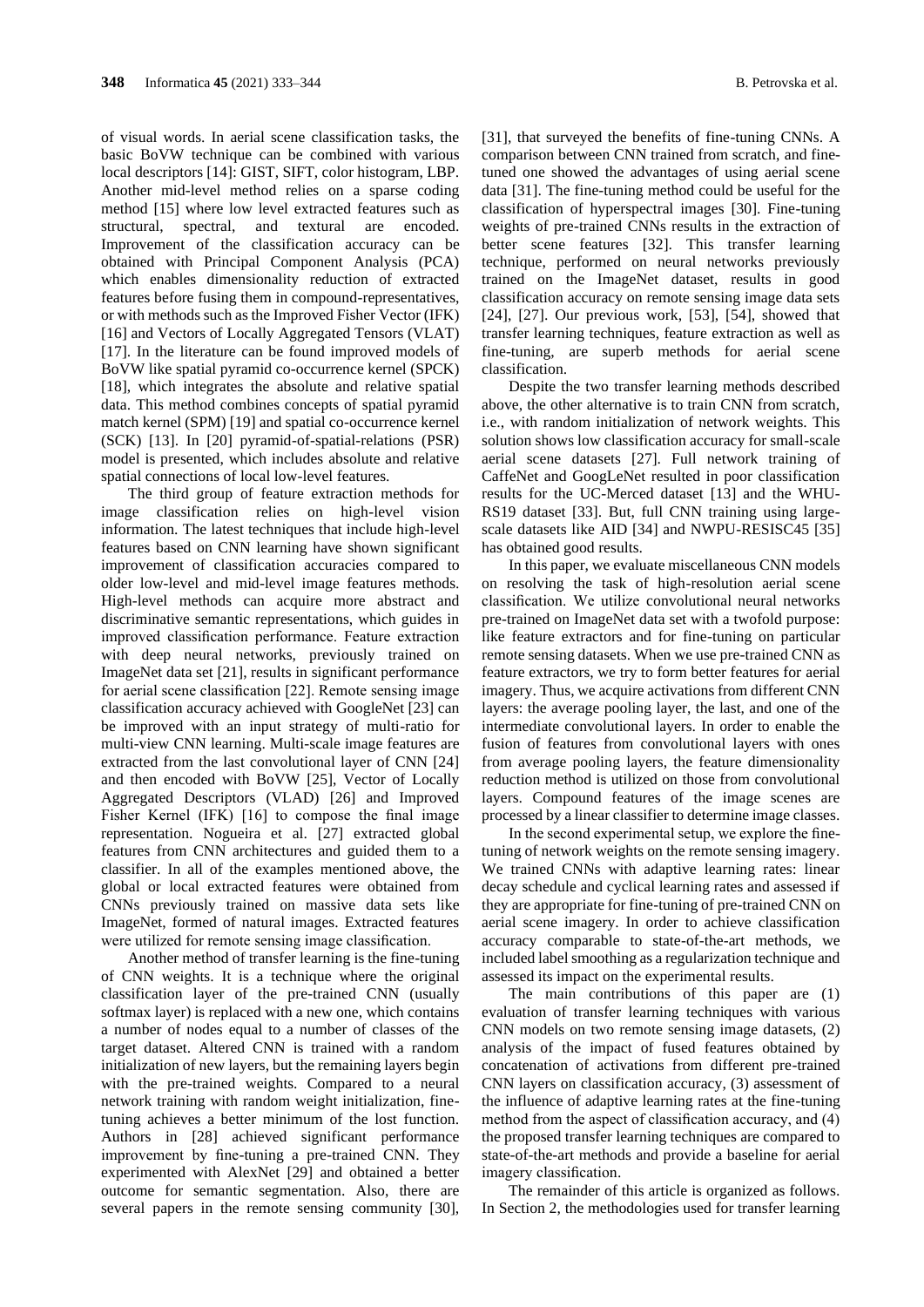of visual words. In aerial scene classification tasks, the basic BoVW technique can be combined with various local descriptors [14]: GIST, SIFT, color histogram, LBP. Another mid-level method relies on a sparse coding method [15] where low level extracted features such as structural, spectral, and textural are encoded. Improvement of the classification accuracy can be obtained with Principal Component Analysis (PCA) which enables dimensionality reduction of extracted features before fusing them in compound-representatives, or with methods such as the Improved Fisher Vector (IFK) [16] and Vectors of Locally Aggregated Tensors (VLAT) [17]. In the literature can be found improved models of BoVW like spatial pyramid co-occurrence kernel (SPCK) [18], which integrates the absolute and relative spatial data. This method combines concepts of spatial pyramid match kernel (SPM) [19] and spatial co-occurrence kernel (SCK) [13]. In [20] pyramid-of-spatial-relations (PSR) model is presented, which includes absolute and relative spatial connections of local low-level features.

The third group of feature extraction methods for image classification relies on high-level vision information. The latest techniques that include high-level features based on CNN learning have shown significant improvement of classification accuracies compared to older low-level and mid-level image features methods. High-level methods can acquire more abstract and discriminative semantic representations, which guides in improved classification performance. Feature extraction with deep neural networks, previously trained on ImageNet data set [21], results in significant performance for aerial scene classification [22]. Remote sensing image classification accuracy achieved with GoogleNet [23] can be improved with an input strategy of multi-ratio for multi-view CNN learning. Multi-scale image features are extracted from the last convolutional layer of CNN [24] and then encoded with BoVW [25], Vector of Locally Aggregated Descriptors (VLAD) [26] and Improved Fisher Kernel (IFK) [16] to compose the final image representation. Nogueira et al. [27] extracted global features from CNN architectures and guided them to a classifier. In all of the examples mentioned above, the global or local extracted features were obtained from CNNs previously trained on massive data sets like ImageNet, formed of natural images. Extracted features were utilized for remote sensing image classification.

Another method of transfer learning is the fine-tuning of CNN weights. It is a technique where the original classification layer of the pre-trained CNN (usually softmax layer) is replaced with a new one, which contains a number of nodes equal to a number of classes of the target dataset. Altered CNN is trained with a random initialization of new layers, but the remaining layers begin with the pre-trained weights. Compared to a neural network training with random weight initialization, fine-tuning achieves a better minimum of the lost function. Authors in [28] achieved significant performance improvement by fine-tuning a pre-trained CNN. They experimented with AlexNet [29] and obtained a better outcome for semantic segmentation. Also, there are several papers in the remote sensing community [30], [31], that surveyed the benefits of fine-tuning CNNs. A comparison between CNN trained from scratch, and fine-tuned one showed the advantages of using aerial scene data [31]. The fine-tuning method could be useful for the classification of hyperspectral images [30]. Fine-tuning weights of pre-trained CNNs results in the extraction of better scene features [32]. This transfer learning technique, performed on neural networks previously trained on the ImageNet dataset, results in good classification accuracy on remote sensing image data sets [24], [27]. Our previous work, [53], [54], showed that transfer learning techniques, feature extraction as well as fine-tuning, are superb methods for aerial scene classification.

Despite the two transfer learning methods described above, the other alternative is to train CNN from scratch, i.e., with random initialization of network weights. This solution shows low classification accuracy for small-scale aerial scene datasets [27]. Full network training of CaffeNet and GoogLeNet resulted in poor classification results for the UC-Merced dataset [13] and the WHU-RS19 dataset [33]. But, full CNN training using large-scale datasets like AID [34] and NWPU-RESISC45 [35] has obtained good results.

In this paper, we evaluate miscellaneous CNN models on resolving the task of high-resolution aerial scene classification. We utilize convolutional neural networks pre-trained on ImageNet data set with a twofold purpose: like feature extractors and for fine-tuning on particular remote sensing datasets. When we use pre-trained CNN as feature extractors, we try to form better features for aerial imagery. Thus, we acquire activations from different CNN layers: the average pooling layer, the last, and one of the intermediate convolutional layers. In order to enable the fusion of features from convolutional layers with ones from average pooling layers, the feature dimensionality reduction method is utilized on those from convolutional layers. Compound features of the image scenes are processed by a linear classifier to determine image classes.

In the second experimental setup, we explore the fine-tuning of network weights on the remote sensing imagery. We trained CNNs with adaptive learning rates: linear decay schedule and cyclical learning rates and assessed if they are appropriate for fine-tuning of pre-trained CNN on aerial scene imagery. In order to achieve classification accuracy comparable to state-of-the-art methods, we included label smoothing as a regularization technique and assessed its impact on the experimental results.

The main contributions of this paper are (1) evaluation of transfer learning techniques with various CNN models on two remote sensing image datasets, (2) analysis of the impact of fused features obtained by concatenation of activations from different pre-trained CNN layers on classification accuracy, (3) assessment of the influence of adaptive learning rates at the fine-tuning method from the aspect of classification accuracy, and (4) the proposed transfer learning techniques are compared to state-of-the-art methods and provide a baseline for aerial imagery classification.

The remainder of this article is organized as follows. In Section 2, the methodologies used for transfer learning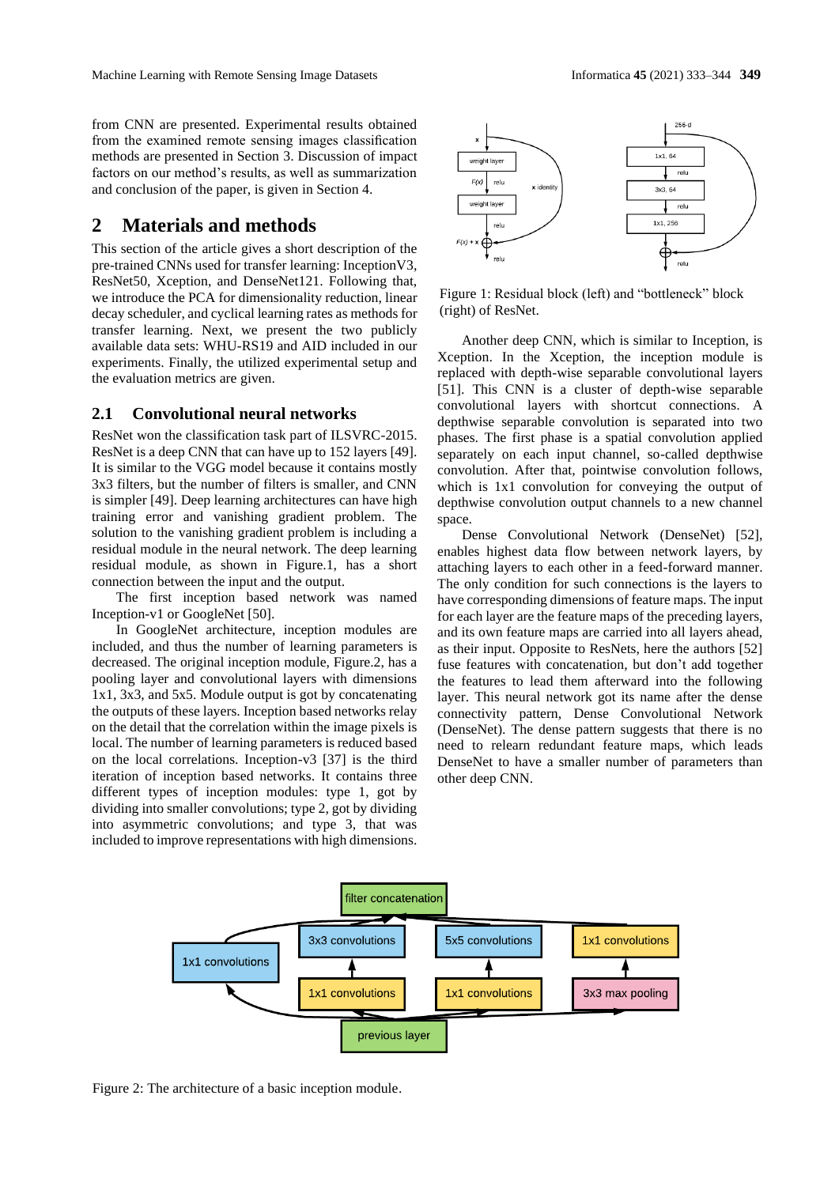from CNN are presented. Experimental results obtained from the examined remote sensing images classification methods are presented in Section 3. Discussion of impact factors on our method's results, as well as summarization and conclusion of the paper, is given in Section 4.

## 2 Materials and methods

This section of the article gives a short description of the pre-trained CNNs used for transfer learning: InceptionV3, ResNet50, Xception, and DenseNet121. Following that, we introduce the PCA for dimensionality reduction, linear decay scheduler, and cyclical learning rates as methods for transfer learning. Next, we present the two publicly available data sets: WHU-RS19 and AID included in our experiments. Finally, the utilized experimental setup and the evaluation metrics are given.

### 2.1 Convolutional neural networks

ResNet won the classification task part of ILSVRC-2015. ResNet is a deep CNN that can have up to 152 layers [49]. It is similar to the VGG model because it contains mostly 3x3 filters, but the number of filters is smaller, and CNN is simpler [49]. Deep learning architectures can have high training error and vanishing gradient problem. The solution to the vanishing gradient problem is including a residual module in the neural network. The deep learning residual module, as shown in Figure.1, has a short connection between the input and the output.

The first inception based network was named Inception-v1 or GoogleNet [50].

In GoogleNet architecture, inception modules are included, and thus the number of learning parameters is decreased. The original inception module, Figure.2, has a pooling layer and convolutional layers with dimensions 1x1, 3x3, and 5x5. Module output is got by concatenating the outputs of these layers. Inception based networks relay on the detail that the correlation within the image pixels is local. The number of learning parameters is reduced based on the local correlations. Inception-v3 [37] is the third iteration of inception based networks. It contains three different types of inception modules: type 1, got by dividing into smaller convolutions; type 2, got by dividing into asymmetric convolutions; and type 3, that was included to improve representations with high dimensions.

x
weight layer
F(x) relu
weight layer
relu
x identity
F(x) + x
relu

256-d
1x1, 64
relu
3x3, 64
relu
1x1, 256
relu

Figure 1: Residual block (left) and "bottleneck" block (right) of ResNet.

Another deep CNN, which is similar to Inception, is Xception. In the Xception, the inception module is replaced with depth-wise separable convolutional layers [51]. This CNN is a cluster of depth-wise separable convolutional layers with shortcut connections. A depthwise separable convolution is separated into two phases. The first phase is a spatial convolution applied separately on each input channel, so-called depthwise convolution. After that, pointwise convolution follows, which is 1x1 convolution for conveying the output of depthwise convolution output channels to a new channel space.

Dense Convolutional Network (DenseNet) [52], enables highest data flow between network layers, by attaching layers to each other in a feed-forward manner. The only condition for such connections is the layers to have corresponding dimensions of feature maps. The input for each layer are the feature maps of the preceding layers, and its own feature maps are carried into all layers ahead, as their input. Opposite to ResNets, here the authors [52] fuse features with concatenation, but don't add together the features to lead them afterward into the following layer. This neural network got its name after the dense connectivity pattern, Dense Convolutional Network (DenseNet). The dense pattern suggests that there is no need to relearn redundant feature maps, which leads DenseNet to have a smaller number of parameters than other deep CNN.

filter concatenation
1x1 convolutions
3x3 convolutions
5x5 convolutions
1x1 convolutions
1x1 convolutions
1x1 convolutions
3x3 max pooling
previous layer

Figure 2: The architecture of a basic inception module.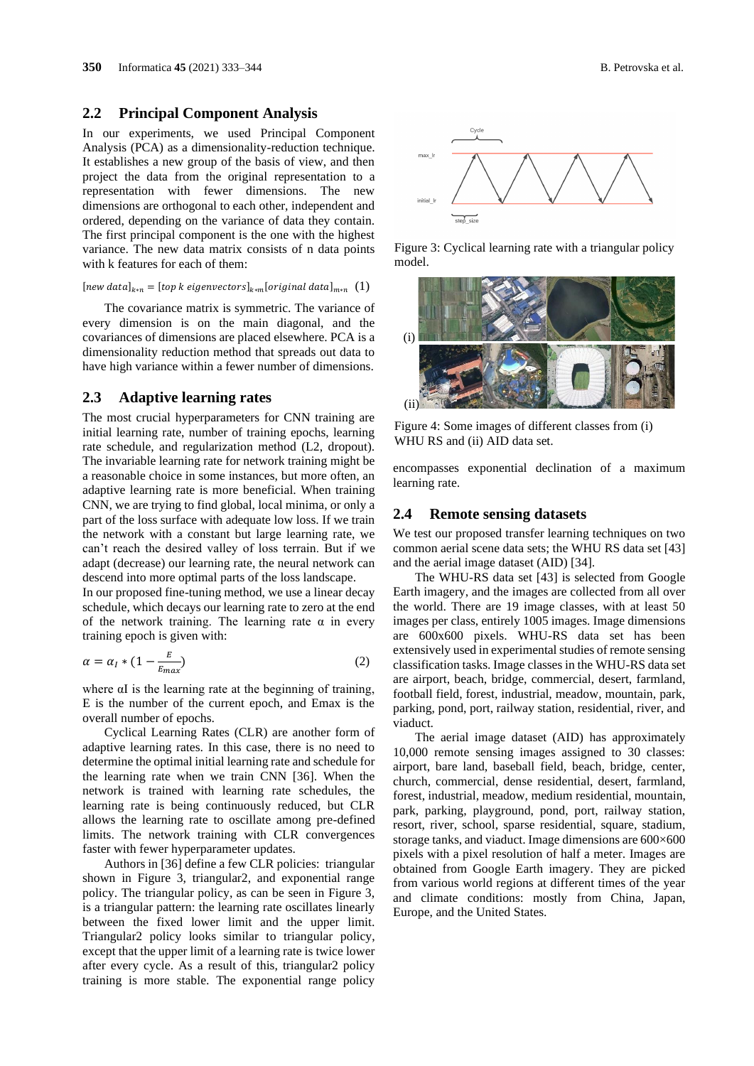## 2.2 Principal Component Analysis

In our experiments, we used Principal Component Analysis (PCA) as a dimensionality-reduction technique. It establishes a new group of the basis of view, and then project the data from the original representation to a representation with fewer dimensions. The new dimensions are orthogonal to each other, independent and ordered, depending on the variance of data they contain. The first principal component is the one with the highest variance. The new data matrix consists of n data points with k features for each of them:

$$[new\ data]_{k*n} = [top\ k\ eigenvectors]_{k*m}[original\ data]_{m*n} \quad (1)$$

The covariance matrix is symmetric. The variance of every dimension is on the main diagonal, and the covariances of dimensions are placed elsewhere. PCA is a dimensionality reduction method that spreads out data to have high variance within a fewer number of dimensions.

## 2.3 Adaptive learning rates

The most crucial hyperparameters for CNN training are initial learning rate, number of training epochs, learning rate schedule, and regularization method (L2, dropout). The invariable learning rate for network training might be a reasonable choice in some instances, but more often, an adaptive learning rate is more beneficial. When training CNN, we are trying to find global, local minima, or only a part of the loss surface with adequate low loss. If we train the network with a constant but large learning rate, we can't reach the desired valley of loss terrain. But if we adapt (decrease) our learning rate, the neural network can descend into more optimal parts of the loss landscape.

In our proposed fine-tuning method, we use a linear decay schedule, which decays our learning rate to zero at the end of the network training. The learning rate α in every training epoch is given with:

$$\alpha = \alpha_I * \left(1 - \frac{E}{E_{max}}\right) \quad (2)$$

where $\alpha_I$ is the learning rate at the beginning of training, E is the number of the current epoch, and Emax is the overall number of epochs.

Cyclical Learning Rates (CLR) are another form of adaptive learning rates. In this case, there is no need to determine the optimal initial learning rate and schedule for the learning rate when we train CNN [36]. When the network is trained with learning rate schedules, the learning rate is being continuously reduced, but CLR allows the learning rate to oscillate among pre-defined limits. The network training with CLR convergences faster with fewer hyperparameter updates.

Authors in [36] define a few CLR policies: triangular shown in Figure 3, triangular2, and exponential range policy. The triangular policy, as can be seen in Figure 3, is a triangular pattern: the learning rate oscillates linearly between the fixed lower limit and the upper limit. Triangular2 policy looks similar to triangular policy, except that the upper limit of a learning rate is twice lower after every cycle. As a result of this, triangular2 policy training is more stable. The exponential range policy encompasses exponential declination of a maximum learning rate.

Cycle
max_lr
initial_lr
step_size

Figure 3: Cyclical learning rate with a triangular policy model.

(i)
(ii)

Figure 4: Some images of different classes from (i) WHU RS and (ii) AID data set.

## 2.4 Remote sensing datasets

We test our proposed transfer learning techniques on two common aerial scene data sets; the WHU RS data set [43] and the aerial image dataset (AID) [34].

The WHU-RS data set [43] is selected from Google Earth imagery, and the images are collected from all over the world. There are 19 image classes, with at least 50 images per class, entirely 1005 images. Image dimensions are 600x600 pixels. WHU-RS data set has been extensively used in experimental studies of remote sensing classification tasks. Image classes in the WHU-RS data set are airport, beach, bridge, commercial, desert, farmland, football field, forest, industrial, meadow, mountain, park, parking, pond, port, railway station, residential, river, and viaduct.

The aerial image dataset (AID) has approximately 10,000 remote sensing images assigned to 30 classes: airport, bare land, baseball field, beach, bridge, center, church, commercial, dense residential, desert, farmland, forest, industrial, meadow, medium residential, mountain, park, parking, playground, pond, port, railway station, resort, river, school, sparse residential, square, stadium, storage tanks, and viaduct. Image dimensions are 600×600 pixels with a pixel resolution of half a meter. Images are obtained from Google Earth imagery. They are picked from various world regions at different times of the year and climate conditions: mostly from China, Japan, Europe, and the United States.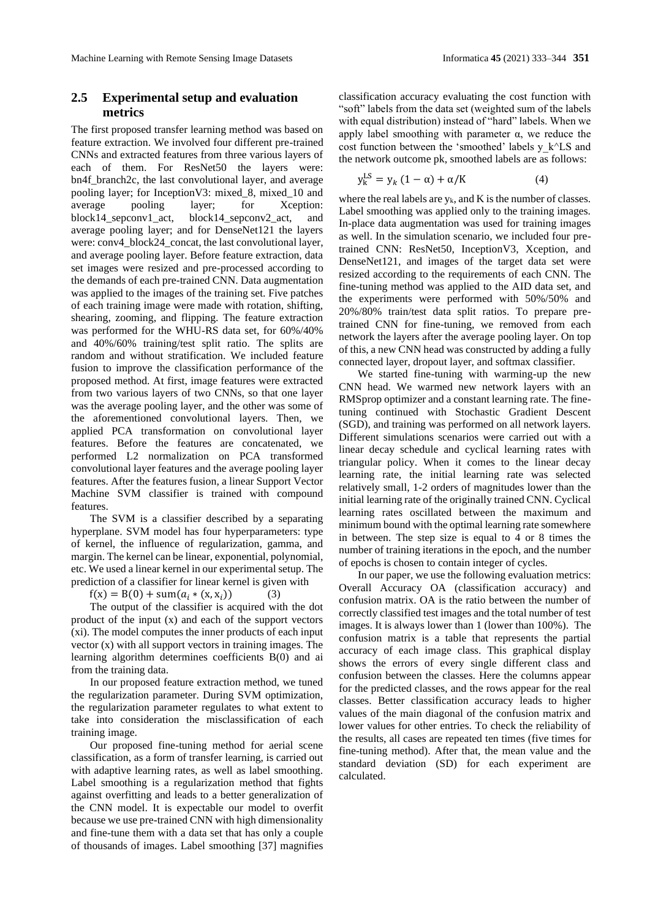## 2.5 Experimental setup and evaluation metrics

The first proposed transfer learning method was based on feature extraction. We involved four different pre-trained CNNs and extracted features from three various layers of each of them. For ResNet50 the layers were: bn4f_branch2c, the last convolutional layer, and average pooling layer; for InceptionV3: mixed_8, mixed_10 and average pooling layer; for Xception: block14_sepconv1_act, block14_sepconv2_act, and average pooling layer; and for DenseNet121 the layers were: conv4_block24_concat, the last convolutional layer, and average pooling layer. Before feature extraction, data set images were resized and pre-processed according to the demands of each pre-trained CNN. Data augmentation was applied to the images of the training set. Five patches of each training image were made with rotation, shifting, shearing, zooming, and flipping. The feature extraction was performed for the WHU-RS data set, for 60%/40% and 40%/60% training/test split ratio. The splits are random and without stratification. We included feature fusion to improve the classification performance of the proposed method. At first, image features were extracted from two various layers of two CNNs, so that one layer was the average pooling layer, and the other was some of the aforementioned convolutional layers. Then, we applied PCA transformation on convolutional layer features. Before the features are concatenated, we performed L2 normalization on PCA transformed convolutional layer features and the average pooling layer features. After the features fusion, a linear Support Vector Machine SVM classifier is trained with compound features.

The SVM is a classifier described by a separating hyperplane. SVM model has four hyperparameters: type of kernel, the influence of regularization, gamma, and margin. The kernel can be linear, exponential, polynomial, etc. We used a linear kernel in our experimental setup. The prediction of a classifier for linear kernel is given with

$$f(x) = B(0) + \text{sum}(a_i * (x, x_i)) \tag{3}$$

The output of the classifier is acquired with the dot product of the input (x) and each of the support vectors (xi). The model computes the inner products of each input vector (x) with all support vectors in training images. The learning algorithm determines coefficients B(0) and ai from the training data.

In our proposed feature extraction method, we tuned the regularization parameter. During SVM optimization, the regularization parameter regulates to what extent to take into consideration the misclassification of each training image.

Our proposed fine-tuning method for aerial scene classification, as a form of transfer learning, is carried out with adaptive learning rates, as well as label smoothing. Label smoothing is a regularization method that fights against overfitting and leads to a better generalization of the CNN model. It is expectable our model to overfit because we use pre-trained CNN with high dimensionality and fine-tune them with a data set that has only a couple of thousands of images. Label smoothing [37] magnifies classification accuracy evaluating the cost function with "soft" labels from the data set (weighted sum of the labels with equal distribution) instead of "hard" labels. When we apply label smoothing with parameter α, we reduce the cost function between the 'smoothed' labels y_k^LS and the network outcome pk, smoothed labels are as follows:

$$y_k^{LS} = y_k(1 - \alpha) + \alpha/K \tag{4}$$

where the real labels are $y_k$, and K is the number of classes. Label smoothing was applied only to the training images. In-place data augmentation was used for training images as well. In the simulation scenario, we included four pre-trained CNN: ResNet50, InceptionV3, Xception, and DenseNet121, and images of the target data set were resized according to the requirements of each CNN. The fine-tuning method was applied to the AID data set, and the experiments were performed with 50%/50% and 20%/80% train/test data split ratios. To prepare pre-trained CNN for fine-tuning, we removed from each network the layers after the average pooling layer. On top of this, a new CNN head was constructed by adding a fully connected layer, dropout layer, and softmax classifier.

We started fine-tuning with warming-up the new CNN head. We warmed new network layers with an RMSprop optimizer and a constant learning rate. The fine-tuning continued with Stochastic Gradient Descent (SGD), and training was performed on all network layers. Different simulations scenarios were carried out with a linear decay schedule and cyclical learning rates with triangular policy. When it comes to the linear decay learning rate, the initial learning rate was selected relatively small, 1-2 orders of magnitudes lower than the initial learning rate of the originally trained CNN. Cyclical learning rates oscillated between the maximum and minimum bound with the optimal learning rate somewhere in between. The step size is equal to 4 or 8 times the number of training iterations in the epoch, and the number of epochs is chosen to contain integer of cycles.

In our paper, we use the following evaluation metrics: Overall Accuracy OA (classification accuracy) and confusion matrix. OA is the ratio between the number of correctly classified test images and the total number of test images. It is always lower than 1 (lower than 100%). The confusion matrix is a table that represents the partial accuracy of each image class. This graphical display shows the errors of every single different class and confusion between the classes. Here the columns appear for the predicted classes, and the rows appear for the real classes. Better classification accuracy leads to higher values of the main diagonal of the confusion matrix and lower values for other entries. To check the reliability of the results, all cases are repeated ten times (five times for fine-tuning method). After that, the mean value and the standard deviation (SD) for each experiment are calculated.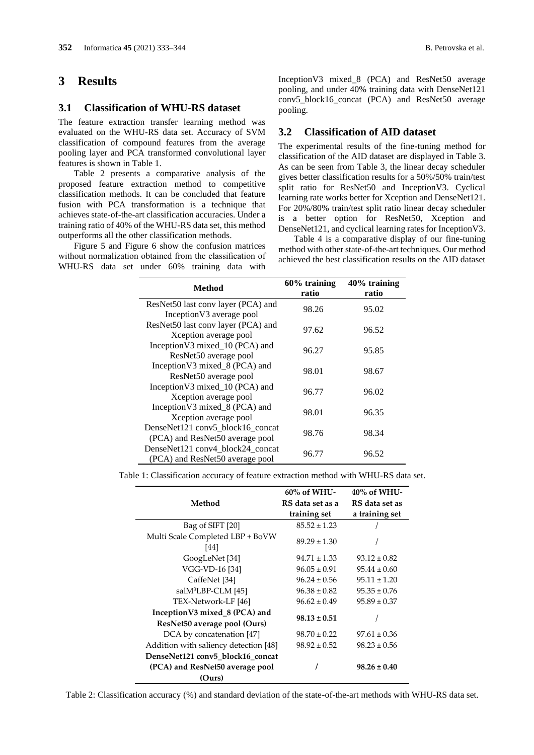## 3 Results

### 3.1 Classification of WHU-RS dataset

The feature extraction transfer learning method was evaluated on the WHU-RS data set. Accuracy of SVM classification of compound features from the average pooling layer and PCA transformed convolutional layer features is shown in Table 1.

Table 2 presents a comparative analysis of the proposed feature extraction method to competitive classification methods. It can be concluded that feature fusion with PCA transformation is a technique that achieves state-of-the-art classification accuracies. Under a training ratio of 40% of the WHU-RS data set, this method outperforms all the other classification methods.

Figure 5 and Figure 6 show the confusion matrices without normalization obtained from the classification of WHU-RS data set under 60% training data with InceptionV3 mixed_8 (PCA) and ResNet50 average pooling, and under 40% training data with DenseNet121 conv5_block16_concat (PCA) and ResNet50 average pooling.

### 3.2 Classification of AID dataset

The experimental results of the fine-tuning method for classification of the AID dataset are displayed in Table 3. As can be seen from Table 3, the linear decay scheduler gives better classification results for a 50%/50% train/test split ratio for ResNet50 and InceptionV3. Cyclical learning rate works better for Xception and DenseNet121. For 20%/80% train/test split ratio linear decay scheduler is a better option for ResNet50, Xception and DenseNet121, and cyclical learning rates for InceptionV3.

Table 4 is a comparative display of our fine-tuning method with other state-of-the-art techniques. Our method achieved the best classification results on the AID dataset

| Method | 60% training ratio | 40% training ratio |
|---|---|---|
| ResNet50 last conv layer (PCA) and InceptionV3 average pool | 98.26 | 95.02 |
| ResNet50 last conv layer (PCA) and Xception average pool | 97.62 | 96.52 |
| InceptionV3 mixed_10 (PCA) and ResNet50 average pool | 96.27 | 95.85 |
| InceptionV3 mixed_8 (PCA) and ResNet50 average pool | 98.01 | 98.67 |
| InceptionV3 mixed_10 (PCA) and Xception average pool | 96.77 | 96.02 |
| InceptionV3 mixed_8 (PCA) and Xception average pool | 98.01 | 96.35 |
| DenseNet121 conv5_block16_concat (PCA) and ResNet50 average pool | 98.76 | 98.34 |
| DenseNet121 conv4_block24_concat (PCA) and ResNet50 average pool | 96.77 | 96.52 |

Table 1: Classification accuracy of feature extraction method with WHU-RS data set.

| Method | 60% of WHU-RS data set as a training set | 40% of WHU-RS data set as a training set |
|---|---|---|
| Bag of SIFT [20] | $85.52 \pm 1.23$ | / |
| Multi Scale Completed LBP + BoVW [44] | $89.29 \pm 1.30$ | / |
| GoogLeNet [34] | $94.71 \pm 1.33$ | $93.12 \pm 0.82$ |
| VGG-VD-16 [34] | $96.05 \pm 0.91$ | $95.44 \pm 0.60$ |
| CaffeNet [34] | $96.24 \pm 0.56$ | $95.11 \pm 1.20$ |
| salM$^3$LBP-CLM [45] | $96.38 \pm 0.82$ | $95.35 \pm 0.76$ |
| TEX-Network-LF [46] | $96.62 \pm 0.49$ | $95.89 \pm 0.37$ |
| **InceptionV3 mixed_8 (PCA) and ResNet50 average pool (Ours)** | **$98.13 \pm 0.51$** | / |
| DCA by concatenation [47] | $98.70 \pm 0.22$ | $97.61 \pm 0.36$ |
| Addition with saliency detection [48] | $98.92 \pm 0.52$ | $98.23 \pm 0.56$ |
| **DenseNet121 conv5_block16_concat (PCA) and ResNet50 average pool (Ours)** | / | **$98.26 \pm 0.40$** |

Table 2: Classification accuracy (%) and standard deviation of the state-of-the-art methods with WHU-RS data set.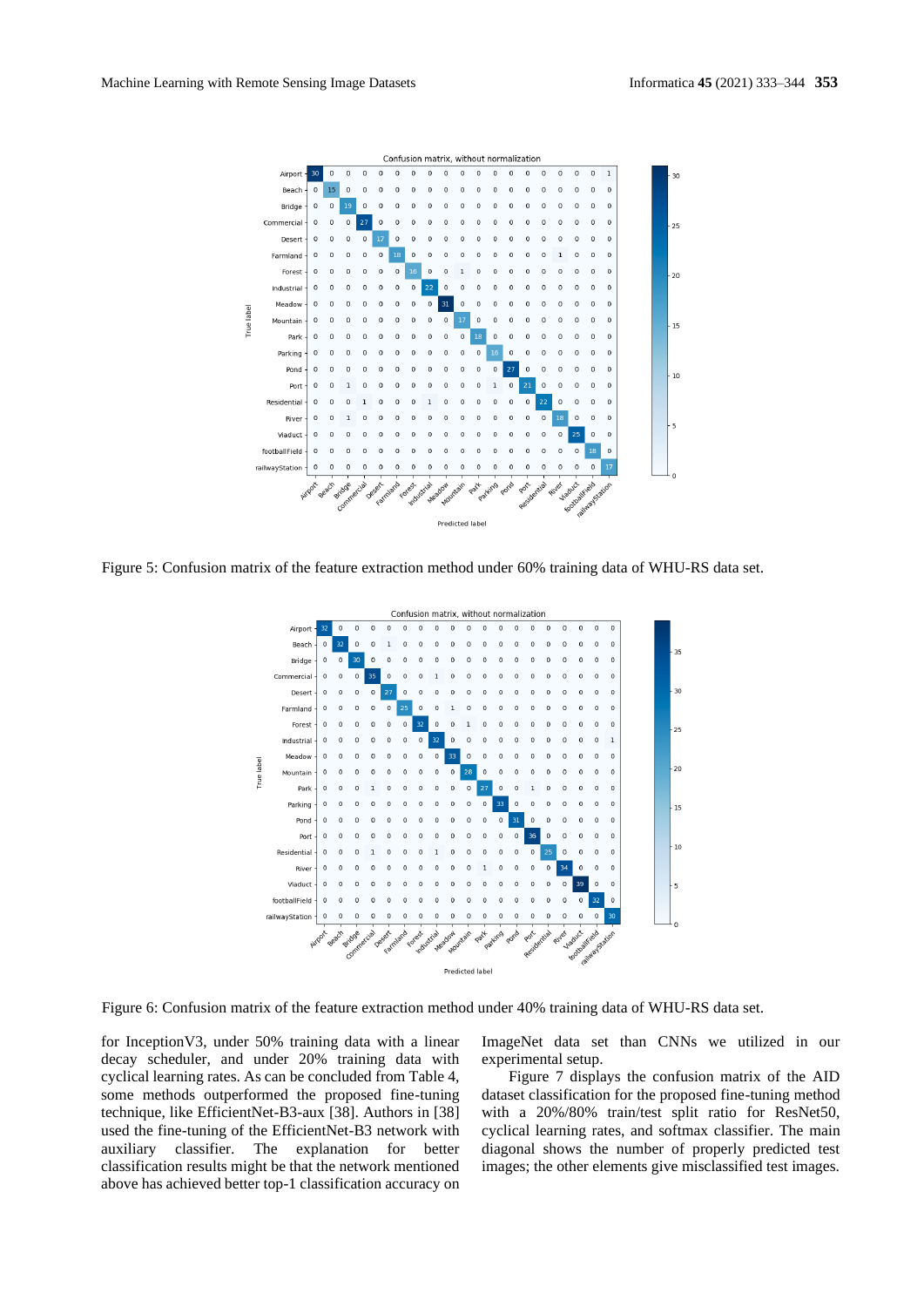Confusion matrix, without normalization

True label

Predicted label

Airport, Beach, Bridge, Commercial, Desert, Farmland, Forest, Industrial, Meadow, Mountain, Park, Parking, Pond, Port, Residential, River, Viaduct, footballField, railwayStation

Figure 5: Confusion matrix of the feature extraction method under 60% training data of WHU-RS data set.

Confusion matrix, without normalization

True label

Predicted label

Airport, Beach, Bridge, Commercial, Desert, Farmland, Forest, Industrial, Meadow, Mountain, Park, Parking, Pond, Port, Residential, River, Viaduct, footballField, railwayStation

Figure 6: Confusion matrix of the feature extraction method under 40% training data of WHU-RS data set.

for InceptionV3, under 50% training data with a linear decay scheduler, and under 20% training data with cyclical learning rates. As can be concluded from Table 4, some methods outperformed the proposed fine-tuning technique, like EfficientNet-B3-aux [38]. Authors in [38] used the fine-tuning of the EfficientNet-B3 network with auxiliary classifier. The explanation for better classification results might be that the network mentioned above has achieved better top-1 classification accuracy on ImageNet data set than CNNs we utilized in our experimental setup.

Figure 7 displays the confusion matrix of the AID dataset classification for the proposed fine-tuning method with a 20%/80% train/test split ratio for ResNet50, cyclical learning rates, and softmax classifier. The main diagonal shows the number of properly predicted test images; the other elements give misclassified test images.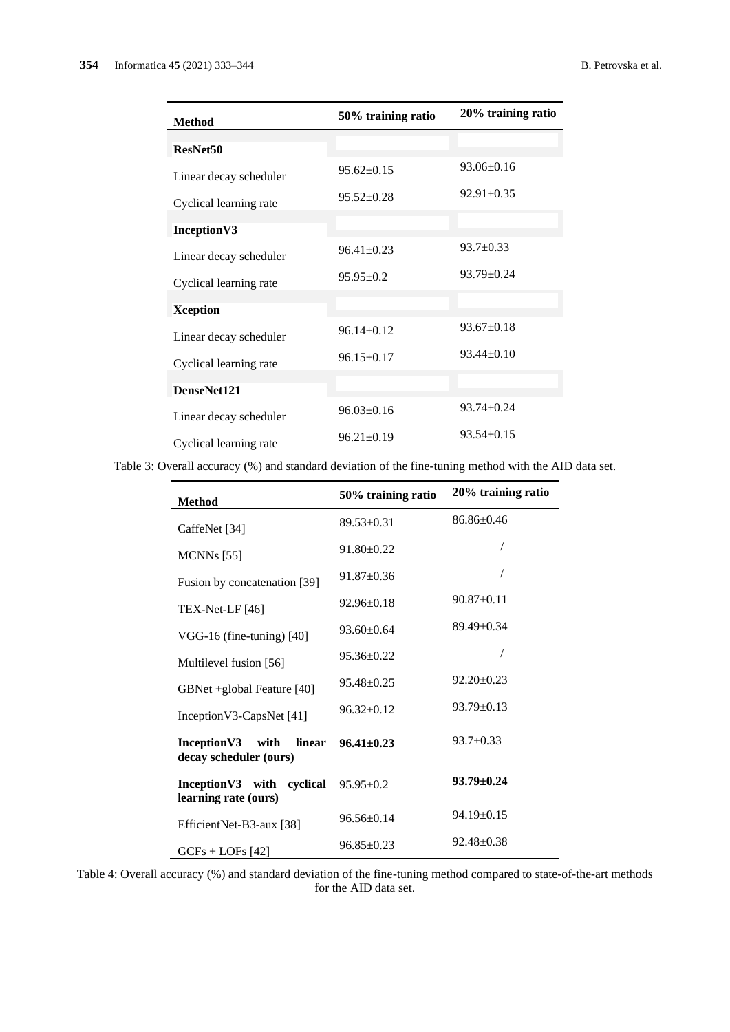| Method | 50% training ratio | 20% training ratio |
|---|---|---|
| **ResNet50** | | |
| Linear decay scheduler | 95.62±0.15 | 93.06±0.16 |
| Cyclical learning rate | 95.52±0.28 | 92.91±0.35 |
| **InceptionV3** | | |
| Linear decay scheduler | 96.41±0.23 | 93.7±0.33 |
| Cyclical learning rate | 95.95±0.2 | 93.79±0.24 |
| **Xception** | | |
| Linear decay scheduler | 96.14±0.12 | 93.67±0.18 |
| Cyclical learning rate | 96.15±0.17 | 93.44±0.10 |
| **DenseNet121** | | |
| Linear decay scheduler | 96.03±0.16 | 93.74±0.24 |
| Cyclical learning rate | 96.21±0.19 | 93.54±0.15 |

Table 3: Overall accuracy (%) and standard deviation of the fine-tuning method with the AID data set.

| Method | 50% training ratio | 20% training ratio |
|---|---|---|
| CaffeNet [34] | 89.53±0.31 | 86.86±0.46 |
| MCNNs [55] | 91.80±0.22 | / |
| Fusion by concatenation [39] | 91.87±0.36 | / |
| TEX-Net-LF [46] | 92.96±0.18 | 90.87±0.11 |
| VGG-16 (fine-tuning) [40] | 93.60±0.64 | 89.49±0.34 |
| Multilevel fusion [56] | 95.36±0.22 | / |
| GBNet +global Feature [40] | 95.48±0.25 | 92.20±0.23 |
| InceptionV3-CapsNet [41] | 96.32±0.12 | 93.79±0.13 |
| **InceptionV3 with linear decay scheduler (ours)** | **96.41±0.23** | 93.7±0.33 |
| **InceptionV3 with cyclical learning rate (ours)** | 95.95±0.2 | **93.79±0.24** |
| EfficientNet-B3-aux [38] | 96.56±0.14 | 94.19±0.15 |
| GCFs + LOFs [42] | 96.85±0.23 | 92.48±0.38 |

Table 4: Overall accuracy (%) and standard deviation of the fine-tuning method compared to state-of-the-art methods for the AID data set.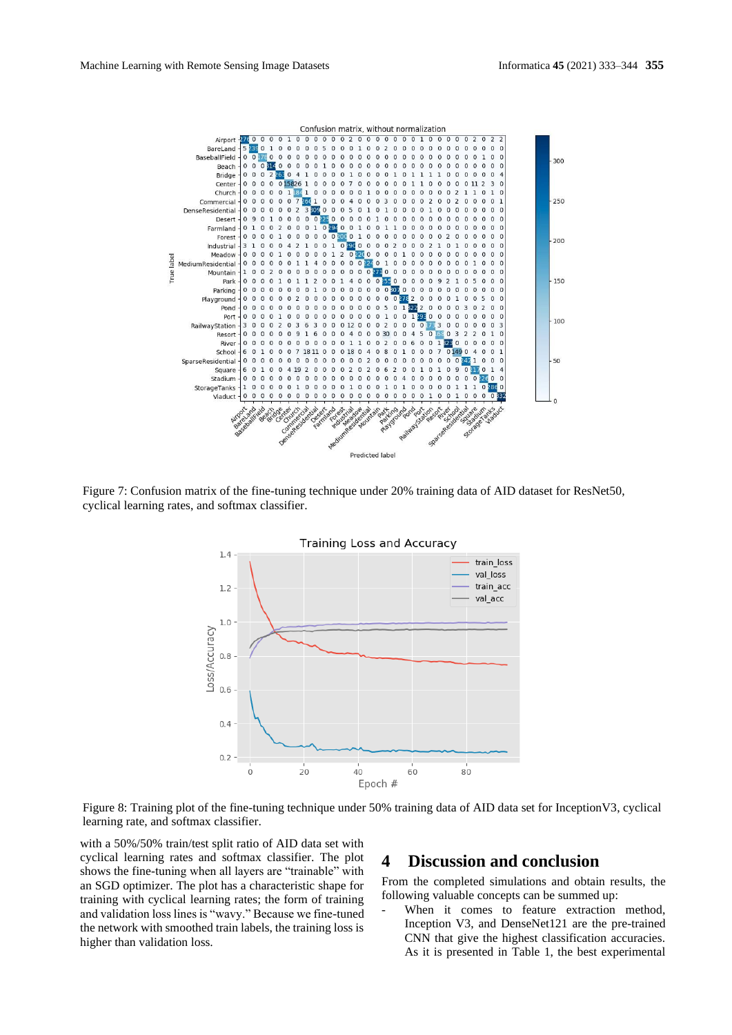Confusion matrix, without normalization

True label

Predicted label

Airport, BareLand, BaseballField, Beach, Bridge, Center, Church, Commercial, DenseResidential, Desert, Farmland, Forest, Industrial, Meadow, MediumResidential, Mountain, Park, Parking, Playground, Pond, Port, RailwayStation, Resort, River, School, SparseResidential, Square, Stadium, StorageTanks, Viaduct

0 50 100 150 200 250 300

Figure 7: Confusion matrix of the fine-tuning technique under 20% training data of AID dataset for ResNet50, cyclical learning rates, and softmax classifier.

Training Loss and Accuracy

train_loss
val_loss
train_acc
val_acc

Loss/Accuracy

Epoch #

0.2 0.4 0.6 0.8 1.0 1.2 1.4

0 20 40 60 80

Figure 8: Training plot of the fine-tuning technique under 50% training data of AID data set for InceptionV3, cyclical learning rate, and softmax classifier.

with a 50%/50% train/test split ratio of AID data set with cyclical learning rates and softmax classifier. The plot shows the fine-tuning when all layers are "trainable" with an SGD optimizer. The plot has a characteristic shape for training with cyclical learning rates; the form of training and validation loss lines is "wavy." Because we fine-tuned the network with smoothed train labels, the training loss is higher than validation loss.

## 4 Discussion and conclusion

From the completed simulations and obtain results, the following valuable concepts can be summed up:

- When it comes to feature extraction method, Inception V3, and DenseNet121 are the pre-trained CNN that give the highest classification accuracies. As it is presented in Table 1, the best experimental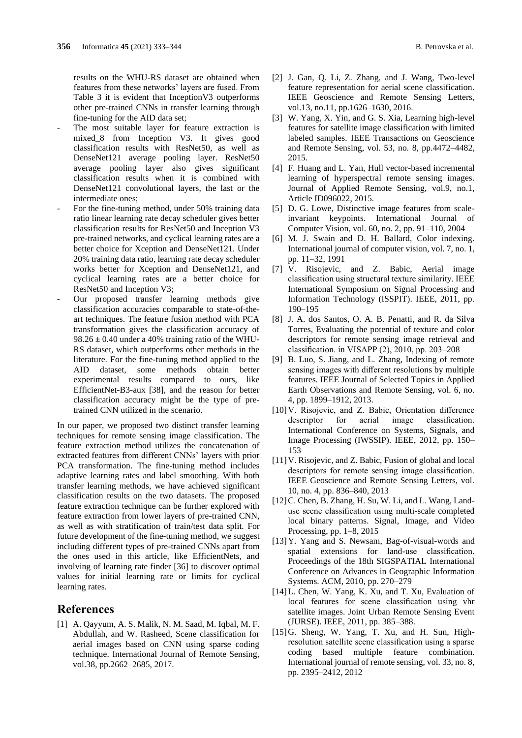results on the WHU-RS dataset are obtained when features from these networks' layers are fused. From Table 3 it is evident that InceptionV3 outperforms other pre-trained CNNs in transfer learning through fine-tuning for the AID data set;

- The most suitable layer for feature extraction is mixed_8 from Inception V3. It gives good classification results with ResNet50, as well as DenseNet121 average pooling layer. ResNet50 average pooling layer also gives significant classification results when it is combined with DenseNet121 convolutional layers, the last or the intermediate ones;
- For the fine-tuning method, under 50% training data ratio linear learning rate decay scheduler gives better classification results for ResNet50 and Inception V3 pre-trained networks, and cyclical learning rates are a better choice for Xception and DenseNet121. Under 20% training data ratio, learning rate decay scheduler works better for Xception and DenseNet121, and cyclical learning rates are a better choice for ResNet50 and Inception V3;
- Our proposed transfer learning methods give classification accuracies comparable to state-of-the-art techniques. The feature fusion method with PCA transformation gives the classification accuracy of $98.26 \pm 0.40$ under a 40% training ratio of the WHU-RS dataset, which outperforms other methods in the literature. For the fine-tuning method applied to the AID dataset, some methods obtain better experimental results compared to ours, like EfficientNet-B3-aux [38], and the reason for better classification accuracy might be the type of pre-trained CNN utilized in the scenario.

In our paper, we proposed two distinct transfer learning techniques for remote sensing image classification. The feature extraction method utilizes the concatenation of extracted features from different CNNs' layers with prior PCA transformation. The fine-tuning method includes adaptive learning rates and label smoothing. With both transfer learning methods, we have achieved significant classification results on the two datasets. The proposed feature extraction technique can be further explored with feature extraction from lower layers of pre-trained CNN, as well as with stratification of train/test data split. For future development of the fine-tuning method, we suggest including different types of pre-trained CNNs apart from the ones used in this article, like EfficientNets, and involving of learning rate finder [36] to discover optimal values for initial learning rate or limits for cyclical learning rates.

# References

[1] A. Qayyum, A. S. Malik, N. M. Saad, M. Iqbal, M. F. Abdullah, and W. Rasheed, Scene classification for aerial images based on CNN using sparse coding technique. International Journal of Remote Sensing, vol.38, pp.2662–2685, 2017.

[2] J. Gan, Q. Li, Z. Zhang, and J. Wang, Two-level feature representation for aerial scene classification. IEEE Geoscience and Remote Sensing Letters, vol.13, no.11, pp.1626–1630, 2016.

[3] W. Yang, X. Yin, and G. S. Xia, Learning high-level features for satellite image classification with limited labeled samples. IEEE Transactions on Geoscience and Remote Sensing, vol. 53, no. 8, pp.4472–4482, 2015.

[4] F. Huang and L. Yan, Hull vector-based incremental learning of hyperspectral remote sensing images. Journal of Applied Remote Sensing, vol.9, no.1, Article ID096022, 2015.

[5] D. G. Lowe, Distinctive image features from scale-invariant keypoints. International Journal of Computer Vision, vol. 60, no. 2, pp. 91–110, 2004

[6] M. J. Swain and D. H. Ballard, Color indexing. International journal of computer vision, vol. 7, no. 1, pp. 11–32, 1991

[7] V. Risojevic, and Z. Babic, Aerial image classification using structural texture similarity. IEEE International Symposium on Signal Processing and Information Technology (ISSPIT). IEEE, 2011, pp. 190–195

[8] J. A. dos Santos, O. A. B. Penatti, and R. da Silva Torres, Evaluating the potential of texture and color descriptors for remote sensing image retrieval and classification. in VISAPP (2), 2010, pp. 203–208

[9] B. Luo, S. Jiang, and L. Zhang, Indexing of remote sensing images with different resolutions by multiple features. IEEE Journal of Selected Topics in Applied Earth Observations and Remote Sensing, vol. 6, no. 4, pp. 1899–1912, 2013.

[10] V. Risojevic, and Z. Babic, Orientation difference descriptor for aerial image classification. International Conference on Systems, Signals, and Image Processing (IWSSIP). IEEE, 2012, pp. 150–153

[11] V. Risojevic, and Z. Babic, Fusion of global and local descriptors for remote sensing image classification. IEEE Geoscience and Remote Sensing Letters, vol. 10, no. 4, pp. 836–840, 2013

[12] C. Chen, B. Zhang, H. Su, W. Li, and L. Wang, Land-use scene classification using multi-scale completed local binary patterns. Signal, Image, and Video Processing, pp. 1–8, 2015

[13] Y. Yang and S. Newsam, Bag-of-visual-words and spatial extensions for land-use classification. Proceedings of the 18th SIGSPATIAL International Conference on Advances in Geographic Information Systems. ACM, 2010, pp. 270–279

[14] L. Chen, W. Yang, K. Xu, and T. Xu, Evaluation of local features for scene classification using vhr satellite images. Joint Urban Remote Sensing Event (JURSE). IEEE, 2011, pp. 385–388.

[15] G. Sheng, W. Yang, T. Xu, and H. Sun, High-resolution satellite scene classification using a sparse coding based multiple feature combination. International journal of remote sensing, vol. 33, no. 8, pp. 2395–2412, 2012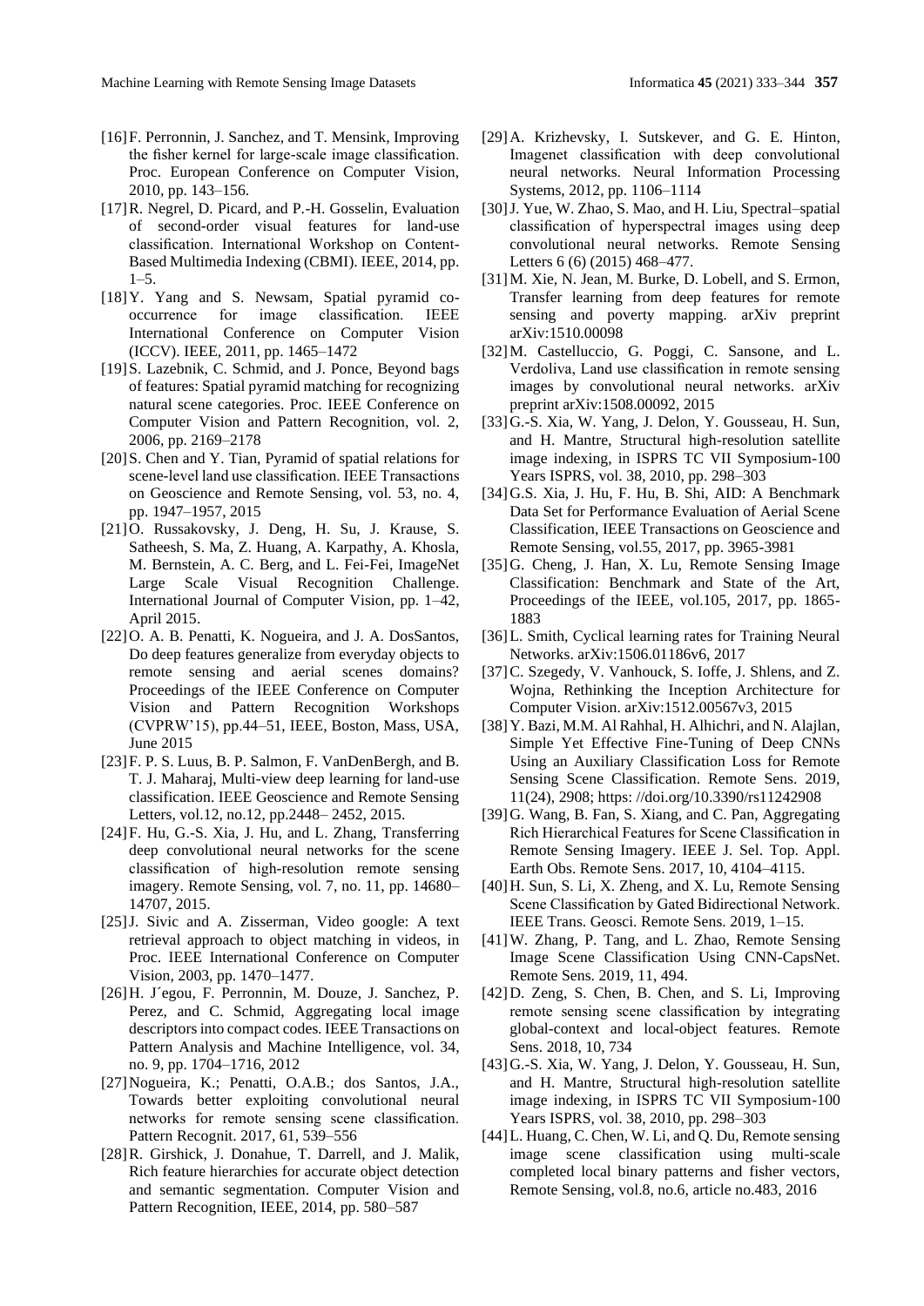[16] F. Perronnin, J. Sanchez, and T. Mensink, Improving the fisher kernel for large-scale image classification. Proc. European Conference on Computer Vision, 2010, pp. 143–156.

[17] R. Negrel, D. Picard, and P.-H. Gosselin, Evaluation of second-order visual features for land-use classification. International Workshop on Content-Based Multimedia Indexing (CBMI). IEEE, 2014, pp. 1–5.

[18] Y. Yang and S. Newsam, Spatial pyramid co-occurrence for image classification. IEEE International Conference on Computer Vision (ICCV). IEEE, 2011, pp. 1465–1472

[19] S. Lazebnik, C. Schmid, and J. Ponce, Beyond bags of features: Spatial pyramid matching for recognizing natural scene categories. Proc. IEEE Conference on Computer Vision and Pattern Recognition, vol. 2, 2006, pp. 2169–2178

[20] S. Chen and Y. Tian, Pyramid of spatial relations for scene-level land use classification. IEEE Transactions on Geoscience and Remote Sensing, vol. 53, no. 4, pp. 1947–1957, 2015

[21] O. Russakovsky, J. Deng, H. Su, J. Krause, S. Satheesh, S. Ma, Z. Huang, A. Karpathy, A. Khosla, M. Bernstein, A. C. Berg, and L. Fei-Fei, ImageNet Large Scale Visual Recognition Challenge. International Journal of Computer Vision, pp. 1–42, April 2015.

[22] O. A. B. Penatti, K. Nogueira, and J. A. DosSantos, Do deep features generalize from everyday objects to remote sensing and aerial scenes domains? Proceedings of the IEEE Conference on Computer Vision and Pattern Recognition Workshops (CVPRW'15), pp.44–51, IEEE, Boston, Mass, USA, June 2015

[23] F. P. S. Luus, B. P. Salmon, F. VanDenBergh, and B. T. J. Maharaj, Multi-view deep learning for land-use classification. IEEE Geoscience and Remote Sensing Letters, vol.12, no.12, pp.2448– 2452, 2015.

[24] F. Hu, G.-S. Xia, J. Hu, and L. Zhang, Transferring deep convolutional neural networks for the scene classification of high-resolution remote sensing imagery. Remote Sensing, vol. 7, no. 11, pp. 14680–14707, 2015.

[25] J. Sivic and A. Zisserman, Video google: A text retrieval approach to object matching in videos, in Proc. IEEE International Conference on Computer Vision, 2003, pp. 1470–1477.

[26] H. J´egou, F. Perronnin, M. Douze, J. Sanchez, P. Perez, and C. Schmid, Aggregating local image descriptors into compact codes. IEEE Transactions on Pattern Analysis and Machine Intelligence, vol. 34, no. 9, pp. 1704–1716, 2012

[27] Nogueira, K.; Penatti, O.A.B.; dos Santos, J.A., Towards better exploiting convolutional neural networks for remote sensing scene classification. Pattern Recognit. 2017, 61, 539–556

[28] R. Girshick, J. Donahue, T. Darrell, and J. Malik, Rich feature hierarchies for accurate object detection and semantic segmentation. Computer Vision and Pattern Recognition, IEEE, 2014, pp. 580–587

[29] A. Krizhevsky, I. Sutskever, and G. E. Hinton, Imagenet classification with deep convolutional neural networks. Neural Information Processing Systems, 2012, pp. 1106–1114

[30] J. Yue, W. Zhao, S. Mao, and H. Liu, Spectral–spatial classification of hyperspectral images using deep convolutional neural networks. Remote Sensing Letters 6 (6) (2015) 468–477.

[31] M. Xie, N. Jean, M. Burke, D. Lobell, and S. Ermon, Transfer learning from deep features for remote sensing and poverty mapping. arXiv preprint arXiv:1510.00098

[32] M. Castelluccio, G. Poggi, C. Sansone, and L. Verdoliva, Land use classification in remote sensing images by convolutional neural networks. arXiv preprint arXiv:1508.00092, 2015

[33] G.-S. Xia, W. Yang, J. Delon, Y. Gousseau, H. Sun, and H. Mantre, Structural high-resolution satellite image indexing, in ISPRS TC VII Symposium-100 Years ISPRS, vol. 38, 2010, pp. 298–303

[34] G.S. Xia, J. Hu, F. Hu, B. Shi, AID: A Benchmark Data Set for Performance Evaluation of Aerial Scene Classification, IEEE Transactions on Geoscience and Remote Sensing, vol.55, 2017, pp. 3965-3981

[35] G. Cheng, J. Han, X. Lu, Remote Sensing Image Classification: Benchmark and State of the Art, Proceedings of the IEEE, vol.105, 2017, pp. 1865-1883

[36] L. Smith, Cyclical learning rates for Training Neural Networks. arXiv:1506.01186v6, 2017

[37] C. Szegedy, V. Vanhouck, S. Ioffe, J. Shlens, and Z. Wojna, Rethinking the Inception Architecture for Computer Vision. arXiv:1512.00567v3, 2015

[38] Y. Bazi, M.M. Al Rahhal, H. Alhichri, and N. Alajlan, Simple Yet Effective Fine-Tuning of Deep CNNs Using an Auxiliary Classification Loss for Remote Sensing Scene Classification. Remote Sens. 2019, 11(24), 2908; https: //doi.org/10.3390/rs11242908

[39] G. Wang, B. Fan, S. Xiang, and C. Pan, Aggregating Rich Hierarchical Features for Scene Classification in Remote Sensing Imagery. IEEE J. Sel. Top. Appl. Earth Obs. Remote Sens. 2017, 10, 4104–4115.

[40] H. Sun, S. Li, X. Zheng, and X. Lu, Remote Sensing Scene Classification by Gated Bidirectional Network. IEEE Trans. Geosci. Remote Sens. 2019, 1–15.

[41] W. Zhang, P. Tang, and L. Zhao, Remote Sensing Image Scene Classification Using CNN-CapsNet. Remote Sens. 2019, 11, 494.

[42] D. Zeng, S. Chen, B. Chen, and S. Li, Improving remote sensing scene classification by integrating global-context and local-object features. Remote Sens. 2018, 10, 734

[43] G.-S. Xia, W. Yang, J. Delon, Y. Gousseau, H. Sun, and H. Mantre, Structural high-resolution satellite image indexing, in ISPRS TC VII Symposium-100 Years ISPRS, vol. 38, 2010, pp. 298–303

[44] L. Huang, C. Chen, W. Li, and Q. Du, Remote sensing image scene classification using multi-scale completed local binary patterns and fisher vectors, Remote Sensing, vol.8, no.6, article no.483, 2016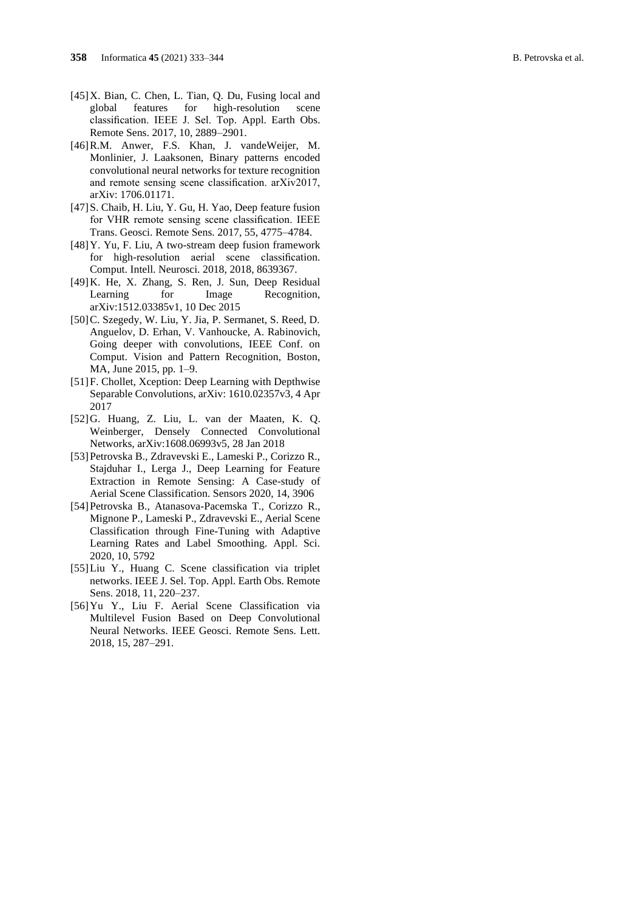[45] X. Bian, C. Chen, L. Tian, Q. Du, Fusing local and global features for high-resolution scene classification. IEEE J. Sel. Top. Appl. Earth Obs. Remote Sens. 2017, 10, 2889–2901.

[46] R.M. Anwer, F.S. Khan, J. vandeWeijer, M. Monlinier, J. Laaksonen, Binary patterns encoded convolutional neural networks for texture recognition and remote sensing scene classification. arXiv2017, arXiv: 1706.01171.

[47] S. Chaib, H. Liu, Y. Gu, H. Yao, Deep feature fusion for VHR remote sensing scene classification. IEEE Trans. Geosci. Remote Sens. 2017, 55, 4775–4784.

[48] Y. Yu, F. Liu, A two-stream deep fusion framework for high-resolution aerial scene classification. Comput. Intell. Neurosci. 2018, 2018, 8639367.

[49] K. He, X. Zhang, S. Ren, J. Sun, Deep Residual Learning for Image Recognition, arXiv:1512.03385v1, 10 Dec 2015

[50] C. Szegedy, W. Liu, Y. Jia, P. Sermanet, S. Reed, D. Anguelov, D. Erhan, V. Vanhoucke, A. Rabinovich, Going deeper with convolutions, IEEE Conf. on Comput. Vision and Pattern Recognition, Boston, MA, June 2015, pp. 1–9.

[51] F. Chollet, Xception: Deep Learning with Depthwise Separable Convolutions, arXiv: 1610.02357v3, 4 Apr 2017

[52] G. Huang, Z. Liu, L. van der Maaten, K. Q. Weinberger, Densely Connected Convolutional Networks, arXiv:1608.06993v5, 28 Jan 2018

[53] Petrovska B., Zdravevski E., Lameski P., Corizzo R., Stajduhar I., Lerga J., Deep Learning for Feature Extraction in Remote Sensing: A Case-study of Aerial Scene Classification. Sensors 2020, 14, 3906

[54] Petrovska B., Atanasova-Pacemska T., Corizzo R., Mignone P., Lameski P., Zdravevski E., Aerial Scene Classification through Fine-Tuning with Adaptive Learning Rates and Label Smoothing. Appl. Sci. 2020, 10, 5792

[55] Liu Y., Huang C. Scene classification via triplet networks. IEEE J. Sel. Top. Appl. Earth Obs. Remote Sens. 2018, 11, 220–237.

[56] Yu Y., Liu F. Aerial Scene Classification via Multilevel Fusion Based on Deep Convolutional Neural Networks. IEEE Geosci. Remote Sens. Lett. 2018, 15, 287–291.